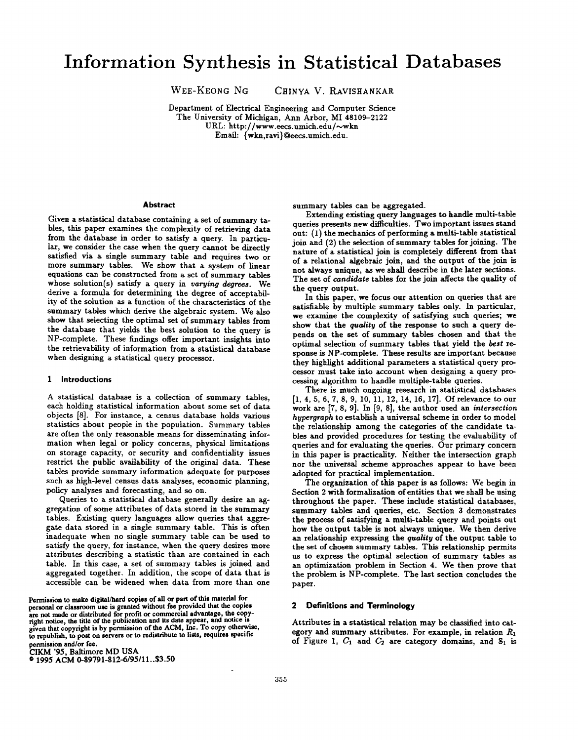# Information Synthesis in Statistical Databases

WEE-KEONG NG    CHINYA V. RAVISHANKAR

Department of Electrical Engineering and Computer Science
The University of Michigan, Ann Arbor, MI 48109–2122
URL: http://www.eecs.umich.edu/~wkn
Email: {wkn,ravi}@eecs.umich.edu.

### Abstract

Given a statistical database containing a set of summary tables, this paper examines the complexity of retrieving data from the database in order to satisfy a query. In particular, we consider the case when the query cannot be directly satisfied via a single summary table and requires two or more summary tables. We show that a system of linear equations can be constructed from a set of summary tables whose solution(s) satisfy a query in *varying degrees*. We derive a formula for determining the degree of acceptability of the solution as a function of the characteristics of the summary tables which derive the algebraic system. We also show that selecting the optimal set of summary tables from the database that yields the best solution to the query is NP-complete. These findings offer important insights into the retrievability of information from a statistical database when designing a statistical query processor.

## 1 Introductions

A statistical database is a collection of summary tables, each holding statistical information about some set of data objects [8]. For instance, a census database holds various statistics about people in the population. Summary tables are often the only reasonable means for disseminating information when legal or policy concerns, physical limitations on storage capacity, or security and confidentiality issues restrict the public availability of the original data. These tables provide summary information adequate for purposes such as high-level census data analyses, economic planning, policy analyses and forecasting, and so on.

Queries to a statistical database generally desire an aggregation of some attributes of data stored in the summary tables. Existing query languages allow queries that aggregate data stored in a single summary table. This is often inadequate when no single summary table can be used to satisfy the query, for instance, when the query desires more attributes describing a statistic than are contained in each table. In this case, a set of summary tables is joined and aggregated together. In addition, the scope of data that is accessible can be widened when data from more than one summary tables can be aggregated.

Extending existing query languages to handle multi-table queries presents new difficulties. Two important issues stand out: (1) the mechanics of performing a multi-table statistical join and (2) the selection of summary tables for joining. The nature of a statistical join is completely different from that of a relational algebraic join, and the output of the join is not always unique, as we shall describe in the later sections. The set of *candidate* tables for the join affects the quality of the query output.

In this paper, we focus our attention on queries that are satisfiable by multiple summary tables only. In particular, we examine the complexity of satisfying such queries; we show that the *quality* of the response to such a query depends on the set of summary tables chosen and that the optimal selection of summary tables that yield the *best* response is NP-complete. These results are important because they highlight additional parameters a statistical query processor must take into account when designing a query processing algorithm to handle multiple-table queries.

There is much ongoing research in statistical databases [1, 4, 5, 6, 7, 8, 9, 10, 11, 12, 14, 16, 17]. Of relevance to our work are [7, 8, 9]. In [9, 8], the author used an *intersection hypergraph* to establish a universal scheme in order to model the relationship among the categories of the candidate tables and provided procedures for testing the evaluability of queries and for evaluating the queries. Our primary concern in this paper is practicality. Neither the intersection graph nor the universal scheme approaches appear to have been adopted for practical implementation.

The organization of this paper is as follows: We begin in Section 2 with formalization of entities that we shall be using throughout the paper. These include statistical databases, summary tables and queries, etc. Section 3 demonstrates the process of satisfying a multi-table query and points out how the output table is not always unique. We then derive an relationship expressing the *quality* of the output table to the set of chosen summary tables. This relationship permits us to express the optimal selection of summary tables as an optimization problem in Section 4. We then prove that the problem is NP-complete. The last section concludes the paper.

## 2 Definitions and Terminology

Attributes in a statistical relation may be classified into category and summary attributes. For example, in relation $R_1$ of Figure 1, $C_1$ and $C_2$ are category domains, and $S_1$ is

Permission to make digital/hard copies of all or part of this material for personal or classroom use is granted without fee provided that the copies are not made or distributed for profit or commercial advantage, the copyright notice, the title of the publication and its date appear, and notice is given that copyright is by permission of the ACM, Inc. To copy otherwise, to republish, to post on servers or to redistribute to lists, requires specific permission and/or fee.
CIKM '95, Baltimore MD USA
© 1995 ACM 0-89791-812-6/95/11..$3.50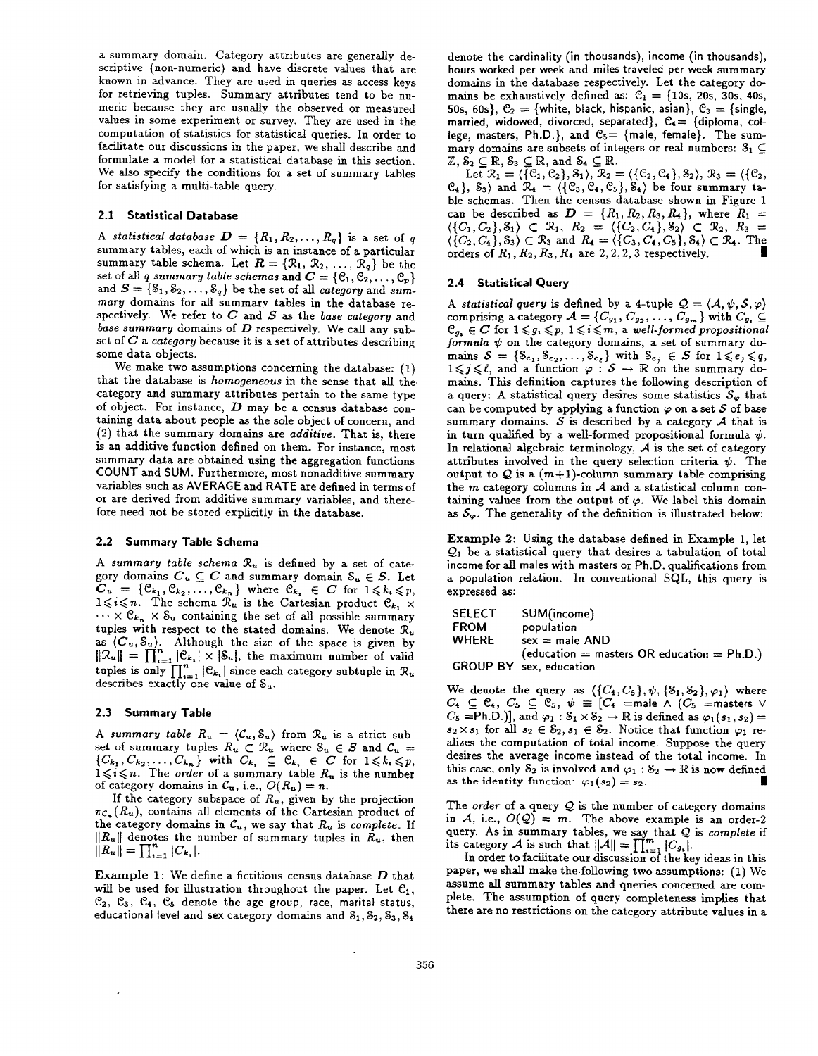a summary domain. Category attributes are generally descriptive (non-numeric) and have discrete values that are known in advance. They are used in queries as access keys for retrieving tuples. Summary attributes tend to be numeric because they are usually the observed or measured values in some experiment or survey. They are used in the computation of statistics for statistical queries. In order to facilitate our discussions in the paper, we shall describe and formulate a model for a statistical database in this section. We also specify the conditions for a set of summary tables for satisfying a multi-table query.

### 2.1 Statistical Database

A *statistical database* $\boldsymbol{D} = \{R_1, R_2, \ldots, R_q\}$ is a set of $q$ summary tables, each of which is an instance of a particular summary table schema. Let $\boldsymbol{R} = \{\mathcal{R}_1, \mathcal{R}_2, \ldots, \mathcal{R}_q\}$ be the set of all $q$ *summary table schemas* and $\boldsymbol{C} = \{\mathcal{C}_1, \mathcal{C}_2, \ldots, \mathcal{C}_p\}$ and $\boldsymbol{S} = \{\mathcal{S}_1, \mathcal{S}_2, \ldots, \mathcal{S}_q\}$ be the set of all *category* and *summary* domains for all summary tables in the database respectively. We refer to $\boldsymbol{C}$ and $\boldsymbol{S}$ as the *base category* and *base summary* domains of $\boldsymbol{D}$ respectively. We call any subset of $\boldsymbol{C}$ a *category* because it is a set of attributes describing some data objects.

We make two assumptions concerning the database: (1) that the database is *homogeneous* in the sense that all the category and summary attributes pertain to the same type of object. For instance, $\boldsymbol{D}$ may be a census database containing data about people as the sole object of concern, and (2) that the summary domains are *additive*. That is, there is an additive function defined on them. For instance, most summary data are obtained using the aggregation functions COUNT and SUM. Furthermore, most nonadditive summary variables such as AVERAGE and RATE are defined in terms of or are derived from additive summary variables, and therefore need not be stored explicitly in the database.

### 2.2 Summary Table Schema

A *summary table schema* $\mathcal{R}_u$ is defined by a set of category domains $\boldsymbol{C}_u \subseteq \boldsymbol{C}$ and summary domain $\mathcal{S}_u \in \boldsymbol{S}$. Let $\boldsymbol{C}_u = \{\mathcal{C}_{k_1}, \mathcal{C}_{k_2}, \ldots, \mathcal{C}_{k_n}\}$ where $\mathcal{C}_{k_i} \in \boldsymbol{C}$ for $1 \leqslant k_i \leqslant p$, $1 \leqslant i \leqslant n$. The schema $\mathcal{R}_u$ is the Cartesian product $\mathcal{C}_{k_1} \times \cdots \times \mathcal{C}_{k_n} \times \mathcal{S}_u$ containing the set of all possible summary tuples with respect to the stated domains. We denote $\mathcal{R}_u$ as $\langle \boldsymbol{C}_u, \mathcal{S}_u \rangle$. Although the size of the space is given by $\|\mathcal{R}_u\| = \prod_{i=1}^{n} |\mathcal{C}_{k_i}| \times |\mathcal{S}_u|$, the maximum number of valid tuples is only $\prod_{i=1}^{n} |\mathcal{C}_{k_i}|$ since each category subtuple in $\mathcal{R}_u$ describes exactly one value of $\mathcal{S}_u$.

### 2.3 Summary Table

A *summary table* $R_u = \langle C_u, \mathcal{S}_u \rangle$ from $\mathcal{R}_u$ is a strict subset of summary tuples $R_u \subset \mathcal{R}_u$ where $\mathcal{S}_u \in \boldsymbol{S}$ and $C_u = \{C_{k_1}, C_{k_2}, \ldots, C_{k_n}\}$ with $C_{k_i} \subseteq \mathcal{C}_{k_i} \in \boldsymbol{C}$ for $1 \leqslant k_i \leqslant p$, $1 \leqslant i \leqslant n$. The *order* of a summary table $R_u$ is the number of category domains in $C_u$, i.e., $O(R_u) = n$.

If the category subspace of $R_u$, given by the projection $\pi_{C_u}(R_u)$, contains all elements of the Cartesian product of the category domains in $C_u$, we say that $R_u$ is *complete*. If $\|R_u\|$ denotes the number of summary tuples in $R_u$, then $\|R_u\| = \prod_{i=1}^{n} |C_{k_i}|$.

**Example 1**: We define a fictitious census database $\boldsymbol{D}$ that will be used for illustration throughout the paper. Let $\mathcal{C}_1$, $\mathcal{C}_2$, $\mathcal{C}_3$, $\mathcal{C}_4$, $\mathcal{C}_5$ denote the age group, race, marital status, educational level and sex category domains and $\mathcal{S}_1, \mathcal{S}_2, \mathcal{S}_3, \mathcal{S}_4$ denote the cardinality (in thousands), income (in thousands), hours worked per week and miles traveled per week summary domains in the database respectively. Let the category domains be exhaustively defined as: $\mathcal{C}_1$ = {10s, 20s, 30s, 40s, 50s, 60s}, $\mathcal{C}_2$ = {white, black, hispanic, asian}, $\mathcal{C}_3$ = {single, married, widowed, divorced, separated}, $\mathcal{C}_4$ = {diploma, college, masters, Ph.D.}, and $\mathcal{C}_5$ = {male, female}. The summary domains are subsets of integers or real numbers: $\mathcal{S}_1 \subseteq \mathbb{Z}$, $\mathcal{S}_2 \subseteq \mathbb{R}$, $\mathcal{S}_3 \subseteq \mathbb{R}$, and $\mathcal{S}_4 \subseteq \mathbb{R}$.

Let $\mathcal{R}_1 = \langle \{\mathcal{C}_1, \mathcal{C}_2\}, \mathcal{S}_1 \rangle$, $\mathcal{R}_2 = \langle \{\mathcal{C}_2, \mathcal{C}_4\}, \mathcal{S}_2 \rangle$, $\mathcal{R}_3 = \langle \{\mathcal{C}_2, \mathcal{C}_4\}, \mathcal{S}_3 \rangle$ and $\mathcal{R}_4 = \langle \{\mathcal{C}_3, \mathcal{C}_4, \mathcal{C}_5\}, \mathcal{S}_4 \rangle$ be four summary table schemas. Then the census database shown in Figure 1 can be described as $\boldsymbol{D} = \{R_1, R_2, R_3, R_4\}$, where $R_1 = \langle \{C_1, C_2\}, \mathcal{S}_1 \rangle \subset \mathcal{R}_1$, $R_2 = \langle \{C_2, C_4\}, \mathcal{S}_2 \rangle \subset \mathcal{R}_2$, $R_3 = \langle \{C_2, C_4\}, \mathcal{S}_3 \rangle \subset \mathcal{R}_3$ and $R_4 = \langle \{C_3, C_4, C_5\}, \mathcal{S}_4 \rangle \subset \mathcal{R}_4$. The orders of $R_1, R_2, R_3, R_4$ are 2, 2, 2, 3 respectively. ∎

### 2.4 Statistical Query

A *statistical query* is defined by a 4-tuple $\mathcal{Q} = \langle \mathcal{A}, \psi, \mathcal{S}, \varphi \rangle$ comprising a category $\mathcal{A} = \{C_{g_1}, C_{g_2}, \ldots, C_{g_m}\}$ with $C_{g_i} \subseteq \mathcal{C}_{g_i} \in \boldsymbol{C}$ for $1 \leqslant g_i \leqslant p$, $1 \leqslant i \leqslant m$, a *well-formed propositional formula* $\psi$ on the category domains, a set of summary domains $\mathcal{S} = \{\mathcal{S}_{e_1}, \mathcal{S}_{e_2}, \ldots, \mathcal{S}_{e_\ell}\}$ with $\mathcal{S}_{e_j} \in \boldsymbol{S}$ for $1 \leqslant e_j \leqslant q$, $1 \leqslant j \leqslant \ell$, and a function $\varphi : \mathcal{S} \to \mathbb{R}$ on the summary domains. This definition captures the following description of a query: A statistical query desires some statistics $\mathcal{S}_\varphi$ that can be computed by applying a function $\varphi$ on a set $\mathcal{S}$ of base summary domains. $\mathcal{S}$ is described by a category $\mathcal{A}$ that is in turn qualified by a well-formed propositional formula $\psi$. In relational algebraic terminology, $\mathcal{A}$ is the set of category attributes involved in the query selection criteria $\psi$. The output to $\mathcal{Q}$ is a $(m+1)$-column summary table comprising the $m$ category columns in $\mathcal{A}$ and a statistical column containing values from the output of $\varphi$. We label this domain as $\mathcal{S}_\varphi$. The generality of the definition is illustrated below:

**Example 2**: Using the database defined in Example 1, let $\mathcal{Q}_1$ be a statistical query that desires a tabulation of total income for all males with masters or Ph.D. qualifications from a population relation. In conventional SQL, this query is expressed as:

```
SELECT    SUM(income)
FROM      population
WHERE     sex = male AND
          (education = masters OR education = Ph.D.)
GROUP BY  sex, education
```

We denote the query as $\langle \{C_4, C_5\}, \psi, \{\mathcal{S}_1, \mathcal{S}_2\}, \varphi_1 \rangle$ where $C_4 \subseteq \mathcal{C}_4$, $C_5 \subseteq \mathcal{C}_5$, $\psi \equiv [C_4 = \text{male} \wedge (C_5 = \text{masters} \vee C_5 = \text{Ph.D.})]$, and $\varphi_1 : \mathcal{S}_1 \times \mathcal{S}_2 \to \mathbb{R}$ is defined as $\varphi_1(s_1, s_2) = s_2 \times s_1$ for all $s_2 \in \mathcal{S}_2, s_1 \in \mathcal{S}_2$. Notice that function $\varphi_1$ realizes the computation of total income. Suppose the query desires the average income instead of the total income. In this case, only $\mathcal{S}_2$ is involved and $\varphi_1 : \mathcal{S}_2 \to \mathbb{R}$ is now defined as the identity function: $\varphi_1(s_2) = s_2$. ∎

The *order* of a query $\mathcal{Q}$ is the number of category domains in $\mathcal{A}$, i.e., $O(\mathcal{Q}) = m$. The above example is an order-2 query. As in summary tables, we say that $\mathcal{Q}$ is *complete* if its category $\mathcal{A}$ is such that $\|\mathcal{A}\| = \prod_{i=1}^{m} |C_{g_i}|$.

In order to facilitate our discussion of the key ideas in this paper, we shall make the following two assumptions: (1) We assume all summary tables and queries concerned are complete. The assumption of query completeness implies that there are no restrictions on the category attribute values in a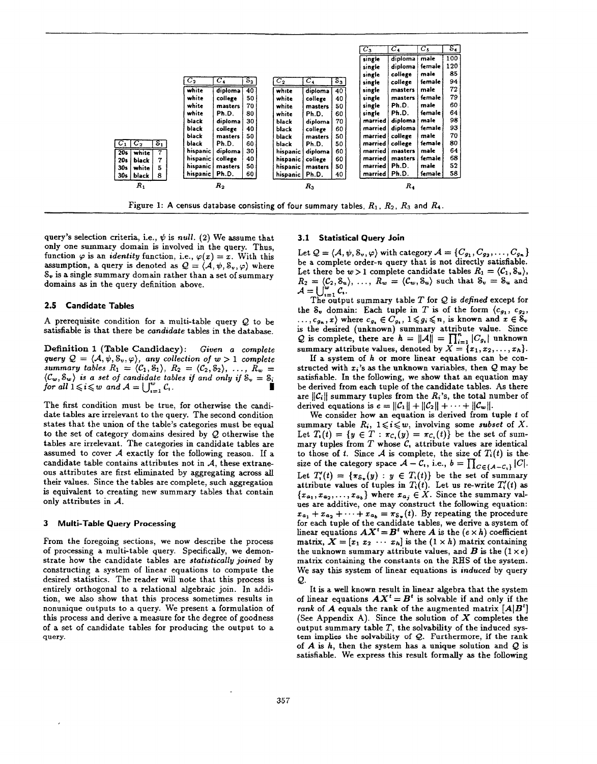| $C_1$ | $C_2$ | $S_1$ |
|---|---|---|
| 20s | white | 7 |
| 20s | black | 7 |
| 30s | white | 5 |
| 30s | black | 8 |

$R_1$

| $C_2$ | $C_4$ | $S_2$ |
|---|---|---|
| white | diploma | 40 |
| white | college | 50 |
| white | masters | 70 |
| white | Ph.D. | 80 |
| black | diploma | 30 |
| black | college | 40 |
| black | masters | 50 |
| black | Ph.D. | 60 |
| hispanic | diploma | 30 |
| hispanic | college | 40 |
| hispanic | masters | 50 |
| hispanic | Ph.D. | 60 |

$R_2$

| $C_2$ | $C_4$ | $S_3$ |
|---|---|---|
| white | diploma | 40 |
| white | college | 40 |
| white | masters | 50 |
| white | Ph.D. | 60 |
| black | diploma | 70 |
| black | college | 60 |
| black | masters | 50 |
| black | Ph.D. | 50 |
| hispanic | diploma | 60 |
| hispanic | college | 60 |
| hispanic | masters | 50 |
| hispanic | Ph.D. | 40 |

$R_3$

| $C_3$ | $C_4$ | $C_5$ | $S_4$ |
|---|---|---|---|
| single | diploma | male | 100 |
| single | diploma | female | 120 |
| single | college | male | 85 |
| single | college | female | 94 |
| single | masters | male | 72 |
| single | masters | female | 79 |
| single | Ph.D. | male | 60 |
| single | Ph.D. | female | 64 |
| married | diploma | male | 98 |
| married | diploma | female | 93 |
| married | college | male | 70 |
| married | college | female | 80 |
| married | masters | male | 64 |
| married | masters | female | 68 |
| married | Ph.D. | male | 52 |
| married | Ph.D. | female | 58 |

$R_4$

Figure 1: A census database consisting of four summary tables, $R_1$, $R_2$, $R_3$ and $R_4$.

query's selection criteria, i.e., $\psi$ is *null*. (2) We assume that only one summary domain is involved in the query. Thus, function $\varphi$ is an *identity* function, i.e., $\varphi(x) = x$. With this assumption, a query is denoted as $\mathcal{Q} = \langle \mathcal{A}, \psi, \mathcal{S}_v, \varphi \rangle$ where $\mathcal{S}_v$ is a single summary domain rather than a set of summary domains as in the query definition above.

## 2.5 Candidate Tables

A prerequisite condition for a multi-table query $\mathcal{Q}$ to be satisfiable is that there be *candidate* tables in the database.

**Definition 1 (Table Candidacy):** *Given a complete query $\mathcal{Q} = \langle \mathcal{A}, \psi, \mathcal{S}_v, \varphi \rangle$, any collection of $w > 1$ complete summary tables $R_1 = \langle \mathcal{C}_1, \mathcal{S}_1 \rangle$, $R_2 = \langle \mathcal{C}_2, \mathcal{S}_2 \rangle$, ..., $R_w = \langle \mathcal{C}_w, \mathcal{S}_w \rangle$ is a set of candidate tables if and only if $\mathcal{S}_v = \mathcal{S}_i$ for all $1 \leqslant i \leqslant w$ and $\mathcal{A} = \bigcup_{i=1}^{w} \mathcal{C}_i$.* ∎

The first condition must be true, for otherwise the candidate tables are irrelevant to the query. The second condition states that the union of the table's categories must be equal to the set of category domains desired by $\mathcal{Q}$ otherwise the tables are irrelevant. The categories in candidate tables are assumed to cover $\mathcal{A}$ exactly for the following reason. If a candidate table contains attributes not in $\mathcal{A}$, these extraneous attributes are first eliminated by aggregating across all their values. Since the tables are complete, such aggregation is equivalent to creating new summary tables that contain only attributes in $\mathcal{A}$.

# 3 Multi-Table Query Processing

From the foregoing sections, we now describe the process of processing a multi-table query. Specifically, we demonstrate how the candidate tables are *statistically joined* by constructing a system of linear equations to compute the desired statistics. The reader will note that this process is entirely orthogonal to a relational algebraic join. In addition, we also show that this process sometimes results in nonunique outputs to a query. We present a formulation of this process and derive a measure for the degree of goodness of a set of candidate tables for producing the output to a query.

## 3.1 Statistical Query Join

Let $\mathcal{Q} = \langle \mathcal{A}, \psi, \mathcal{S}_v, \varphi \rangle$ with category $\mathcal{A} = \{C_{g_1}, C_{g_2}, \ldots, C_{g_n}\}$ be a complete order-$n$ query that is not directly satisfiable. Let there be $w > 1$ complete candidate tables $R_1 = \langle \mathcal{C}_1, \mathcal{S}_u \rangle$, $R_2 = \langle \mathcal{C}_2, \mathcal{S}_u \rangle$, ..., $R_w = \langle \mathcal{C}_w, \mathcal{S}_u \rangle$ such that $\mathcal{S}_v = \mathcal{S}_u$ and $\mathcal{A} = \bigcup_{i=1}^{w} \mathcal{C}_i$.

The output summary table $T$ for $\mathcal{Q}$ is *defined* except for the $\mathcal{S}_v$ domain: Each tuple in $T$ is of the form $\langle c_{g_1}, c_{g_2}, \ldots, c_{g_n}, x \rangle$ where $c_{g_i} \in C_{g_i}$, $1 \leqslant g_i \leqslant n$, is known and $x \in \mathcal{S}_v$ is the desired (unknown) summary attribute value. Since $\mathcal{Q}$ is complete, there are $h = \|\mathcal{A}\| = \prod_{i=1}^{n} |C_{g_i}|$ unknown summary attribute values, denoted by $X = \{x_1, x_2, \ldots, x_h\}$.

If a system of $h$ or more linear equations can be constructed with $x_i$'s as the unknown variables, then $\mathcal{Q}$ may be satisfiable. In the following, we show that an equation may be derived from each tuple of the candidate tables. As there are $\|\mathcal{C}_i\|$ summary tuples from the $R_i$'s, the total number of derived equations is $e = \|\mathcal{C}_1\| + \|\mathcal{C}_2\| + \cdots + \|\mathcal{C}_w\|$.

We consider how an equation is derived from tuple $t$ of summary table $R_i$, $1 \leqslant i \leqslant w$, involving some *subset* of $X$. Let $T_i(t) = \{y \in T : \pi_{\mathcal{C}_i}(y) = \pi_{\mathcal{C}_i}(t)\}$ be the set of summary tuples from $T$ whose $\mathcal{C}_i$ attribute values are identical to those of $t$. Since $\mathcal{A}$ is complete, the size of $T_i(t)$ is the size of the category space $\mathcal{A} - \mathcal{C}_i$, i.e., $b = \prod_{C \in \{\mathcal{A} - \mathcal{C}_i\}} |C|$. Let $T_i'(t) = \{\pi_{\mathcal{S}_v}(y) : y \in T_i(t)\}$ be the set of summary attribute values of tuples in $T_i(t)$. Let us re-write $T_i'(t)$ as $\{x_{a_1}, x_{a_2}, \ldots, x_{a_b}\}$ where $x_{a_j} \in X$. Since the summary values are additive, one may construct the following equation: $x_{a_1} + x_{a_2} + \cdots + x_{a_b} = \pi_{\mathcal{S}_v}(t)$. By repeating the procedure for each tuple of the candidate tables, we derive a system of linear equations $\boldsymbol{A}\boldsymbol{X}^t = \boldsymbol{B}^t$ where $\boldsymbol{A}$ is the $(e \times h)$ coefficient matrix, $\boldsymbol{X} = [x_1 \; x_2 \; \cdots \; x_h]$ is the $(1 \times h)$ matrix containing the unknown summary attribute values, and $\boldsymbol{B}$ is the $(1 \times e)$ matrix containing the constants on the RHS of the system. We say this system of linear equations is *induced* by query $\mathcal{Q}$.

It is a well known result in linear algebra that the system of linear equations $\boldsymbol{A}\boldsymbol{X}^t = \boldsymbol{B}^t$ is solvable if and only if the *rank* of $\boldsymbol{A}$ equals the rank of the augmented matrix $[\boldsymbol{A}|\boldsymbol{B}^t]$ (See Appendix A). Since the solution of $\boldsymbol{X}$ completes the output summary table $T$, the solvability of the induced system implies the solvability of $\mathcal{Q}$. Furthermore, if the rank of $\boldsymbol{A}$ is $h$, then the system has a unique solution and $\mathcal{Q}$ is satisfiable. We express this result formally as the following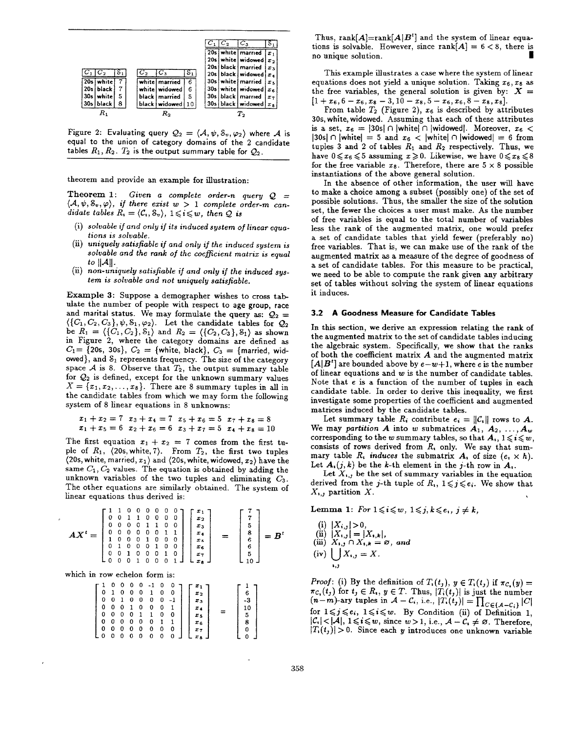| $C_1$ | $C_2$ | $S_1$ |
|---|---|---|
| 20s | white | 7 |
| 20s | black | 7 |
| 30s | white | 5 |
| 30s | black | 8 |

$R_1$

| $C_2$ | $C_3$ | $S_1$ |
|---|---|---|
| white | married | 6 |
| white | widowed | 6 |
| black | married | 5 |
| black | widowed | 10 |

$R_2$

| $C_1$ | $C_2$ | $C_3$ | $S_1$ |
|---|---|---|---|
| 20s | white | married | $x_1$ |
| 20s | white | widowed | $x_2$ |
| 20s | black | married | $x_3$ |
| 20s | black | widowed | $x_4$ |
| 30s | white | married | $x_5$ |
| 30s | white | widowed | $x_6$ |
| 30s | black | married | $x_7$ |
| 30s | black | widowed | $x_8$ |

$T_2$

Figure 2: Evaluating query $\mathcal{Q}_2 = \langle \mathcal{A}, \psi, \mathcal{S}_v, \varphi_2 \rangle$ where $\mathcal{A}$ is equal to the union of category domains of the 2 candidate tables $R_1, R_2$. $T_2$ is the output summary table for $\mathcal{Q}_2$.

theorem and provide an example for illustration:

**Theorem 1:** *Given a complete order-n query $\mathcal{Q} = \langle \mathcal{A}, \psi, \mathcal{S}_v, \varphi \rangle$, if there exist $w > 1$ complete order-m candidate tables $R_i = \langle \mathcal{C}_i, \mathcal{S}_v \rangle$, $1 \leqslant i \leqslant w$, then $\mathcal{Q}$ is*

(i) *solvable if and only if its induced system of linear equations is solvable.*

(ii) *uniquely satisfiable if and only if the induced system is solvable and the rank of the coefficient matrix is equal to $\|\mathcal{A}\|$.*

(ii) *non-uniquely satisfiable if and only if the induced system is solvable and not uniquely satisfiable.*

**Example 3:** Suppose a demographer wishes to cross tabulate the number of people with respect to age group, race and marital status. We may formulate the query as: $\mathcal{Q}_2 = \langle\{C_1, C_2, C_3\}, \psi, \mathcal{S}_1, \varphi_2\rangle$. Let the candidate tables for $\mathcal{Q}_2$ be $R_1 = \langle\{C_1, C_2\}, \mathcal{S}_1\rangle$ and $R_2 = \langle\{C_2, C_3\}, \mathcal{S}_1\rangle$ as shown in Figure 2, where the category domains are defined as $C_1$= {20s, 30s}, $C_2$ = {white, black}, $C_3$ = {married, widowed}, and $\mathcal{S}_1$ represents frequency. The size of the category space $\mathcal{A}$ is 8. Observe that $T_2$, the output summary table for $\mathcal{Q}_2$ is defined, except for the unknown summary values $X = \{x_1, x_2, \ldots, x_8\}$. There are 8 summary tuples in all in the candidate tables from which we may form the following system of 8 linear equations in 8 unknowns:

$$x_1 + x_2 = 7 \quad x_3 + x_4 = 7 \quad x_5 + x_6 = 5 \quad x_7 + x_8 = 8$$
$$x_1 + x_5 = 6 \quad x_2 + x_6 = 6 \quad x_3 + x_7 = 5 \quad x_4 + x_8 = 10$$

The first equation $x_1 + x_2 = 7$ comes from the first tuple of $R_1$, $\langle$20s, white, 7$\rangle$. From $T_2$, the first two tuples $\langle$20s, white, married, $x_1\rangle$ and $\langle$20s, white, widowed, $x_2\rangle$ have the same $C_1, C_2$ values. The equation is obtained by adding the unknown variables of the two tuples and eliminating $C_3$. The other equations are similarly obtained. The system of linear equations thus derived is:

$$AX^t = \begin{bmatrix} 1&1&0&0&0&0&0&0 \\ 0&0&1&1&0&0&0&0 \\ 0&0&0&0&1&1&0&0 \\ 0&0&0&0&0&0&1&1 \\ 1&0&0&0&1&0&0&0 \\ 0&1&0&0&0&1&0&0 \\ 0&0&1&0&0&0&1&0 \\ 0&0&0&1&0&0&0&1 \end{bmatrix} \begin{bmatrix} x_1 \\ x_2 \\ x_3 \\ x_4 \\ x_5 \\ x_6 \\ x_7 \\ x_8 \end{bmatrix} = \begin{bmatrix} 7 \\ 7 \\ 5 \\ 8 \\ 6 \\ 6 \\ 5 \\ 10 \end{bmatrix} = B^t$$

which in row echelon form is:

$$\begin{bmatrix} 1&0&0&0&0&-1&0&0 \\ 0&1&0&0&0&1&0&0 \\ 0&0&1&0&0&0&0&-1 \\ 0&0&0&1&0&0&0&1 \\ 0&0&0&0&1&1&0&0 \\ 0&0&0&0&0&0&1&1 \\ 0&0&0&0&0&0&0&0 \\ 0&0&0&0&0&0&0&0 \end{bmatrix} \begin{bmatrix} x_1 \\ x_2 \\ x_3 \\ x_4 \\ x_5 \\ x_6 \\ x_7 \\ x_8 \end{bmatrix} = \begin{bmatrix} 1 \\ 6 \\ -3 \\ 10 \\ 5 \\ 8 \\ 0 \\ 0 \end{bmatrix}$$

Thus, rank[$A$]=rank[$A|B^t$] and the system of linear equations is solvable. However, since rank[$A$] = 6 < 8, there is no unique solution. ∎

This example illustrates a case where the system of linear equations does not yield a unique solution. Taking $x_6, x_8$ as the free variables, the general solution is given by: $X = [1 + x_6, 6 - x_6, x_8 - 3, 10 - x_8, 5 - x_6, x_6, 8 - x_8, x_8]$.

From table $T_2$ (Figure 2), $x_6$ is described by attributes 30s, white, widowed. Assuming that each of these attributes is a set, $x_6$ = |30s| ∩ |white| ∩ |widowed|. Moreover, $x_6$ < |30s| ∩ |white| = 5 and $x_6$ < |white| ∩ |widowed| = 6 from tuples 3 and 2 of tables $R_1$ and $R_2$ respectively. Thus, we have $0 \leqslant x_6 \leqslant 5$ assuming $x \geqslant 0$. Likewise, we have $0 \leqslant x_8 \leqslant 8$ for the free variable $x_8$. Therefore, there are 5 × 8 possible instantiations of the above general solution.

In the absence of other information, the user will have to make a choice among a subset (possibly one) of the set of possible solutions. Thus, the smaller the size of the solution set, the fewer the choices a user must make. As the number of free variables is equal to the total number of variables less the rank of the augmented matrix, one would prefer a set of candidate tables that yield fewer (preferably no) free variables. That is, we can make use of the rank of the augmented matrix as a measure of the degree of goodness of a set of candidate tables. For this measure to be practical, we need to be able to compute the rank given any arbitrary set of tables without solving the system of linear equations it induces.

### 3.2 A Goodness Measure for Candidate Tables

In this section, we derive an expression relating the rank of the augmented matrix to the set of candidate tables inducing the algebraic system. Specifically, we show that the ranks of both the coefficient matrix $A$ and the augmented matrix $[A|B^t]$ are bounded above by $e - w + 1$, where $e$ is the number of linear equations and $w$ is the number of candidate tables. Note that $e$ is a function of the number of tuples in each candidate table. In order to derive this inequality, we first investigate some properties of the coefficient and augmented matrices induced by the candidate tables.

Let summary table $R_i$ contribute $e_i = \|\mathcal{C}_i\|$ rows to $A$. We may *partition* $A$ into $w$ submatrices $A_1, A_2, \ldots, A_w$ corresponding to the $w$ summary tables, so that $A_i$, $1 \leqslant i \leqslant w$, consists of rows derived from $R_i$ only. We say that summary table $R_i$ *induces* the submatrix $A_i$ of size ($e_i \times h$). Let $A_i(j, k)$ be the $k$-th element in the $j$-th row in $A_i$.

Let $X_{i,j}$ be the set of summary variables in the equation derived from the $j$-th tuple of $R_i$, $1 \leqslant j \leqslant e_i$. We show that $X_{i,j}$ partition $X$.

**Lemma 1:** *For $1 \leqslant i \leqslant w$, $1 \leqslant j, k \leqslant e_i$, $j \neq k$,*

(i) $|X_{i,j}| > 0$,

(ii) $|X_{i,j}| = |X_{i,k}|$,

(iii) $X_{i,j} \cap X_{i,k} = \varnothing$, *and*

(iv) $\bigcup_{i,j} X_{i,j} = X$.

*Proof:* (i) By the definition of $T_i(t_j)$, $y \in T_i(t_j)$ if $\pi_{\mathcal{C}_i}(y) = \pi_{\mathcal{C}_i}(t_j)$ for $t_j \in R_i$, $y \in T$. Thus, $|T_i(t_j)|$ is just the number $(n-m)$-ary tuples in $\mathcal{A} - \mathcal{C}_i$, i.e., $|T_i(t_j)| = \prod_{C \in \{\mathcal{A} - \mathcal{C}_i\}} |C|$ for $1 \leqslant j \leqslant e_i$, $1 \leqslant i \leqslant w$. By Condition (ii) of Definition 1, $|\mathcal{C}_i| < |\mathcal{A}|$, $1 \leqslant i \leqslant w$, since $w > 1$, i.e., $\mathcal{A} - \mathcal{C}_i \neq \varnothing$. Therefore, $|T_i(t_j)| > 0$. Since each $y$ introduces one unknown variable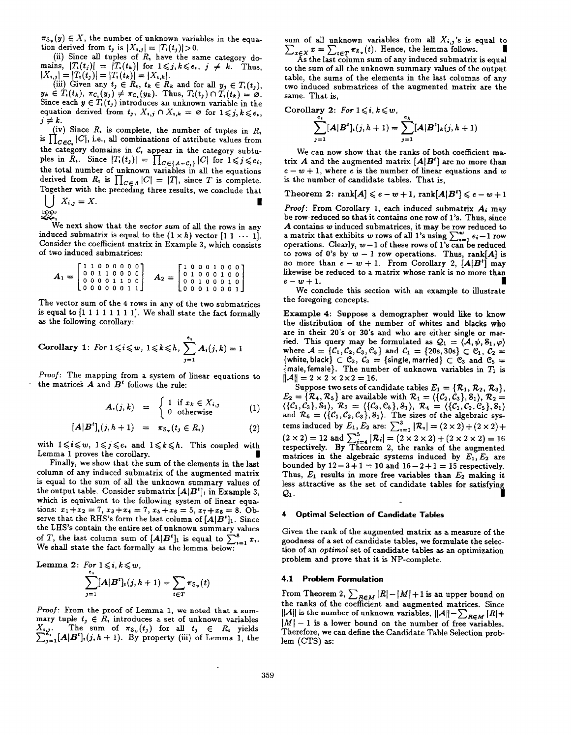$\pi_{S_v}(y) \in X$, the number of unknown variables in the equation derived from $t_j$ is $|X_{i,j}| = |T_i(t_j)| > 0$.

(ii) Since all tuples of $R_i$ have the same category domains, $|T_i(t_j)| = |T_i(t_k)|$ for $1 \leq j, k \leq e_i$, $j \neq k$. Thus, $|X_{i,j}| = |T_i(t_j)| = |T_i(t_k)| = |X_{i,k}|$.

(iii) Given any $t_j \in R_i$, $t_k \in R_k$ and for all $y_j \in T_i(t_j)$, $y_k \in T_i(t_k)$, $\pi_{C_i}(y_j) \neq \pi_{C_i}(y_k)$. Thus, $T_i(t_j) \cap T_i(t_k) = \varnothing$. Since each $y \in T_i(t_j)$ introduces an unknown variable in the equation derived from $t_j$, $X_{i,j} \cap X_{i,k} = \varnothing$ for $1 \leq j, k \leq e_i$, $j \neq k$.

(iv) Since $R_i$ is complete, the number of tuples in $R_i$ is $\prod_{C \in C_i} |C|$, i.e., all combinations of attribute values from the category domains in $C_i$ appear in the category subtuples in $R_i$. Since $|T_i(t_j)| = \prod_{C \in \{A - C_i\}} |C|$ for $1 \leq j \leq e_i$, the total number of unknown variables in all the equations derived from $R_i$ is $\prod_{C \in A} |C| = |T|$, since $T$ is complete. Together with the preceding three results, we conclude that $\bigcup_{\substack{1 \leq i \leq w \\ 1 \leq j \leq e_i}} X_{i,j} = X$. ∎

We next show that the *vector sum* of all the rows in any induced submatrix is equal to the $(1 \times h)$ vector $[1\ 1\ \cdots\ 1]$. Consider the coefficient matrix in Example 3, which consists of two induced submatrices:

$$A_1 = \begin{bmatrix} 1 & 1 & 0 & 0 & 0 & 0 & 0 & 0 \\ 0 & 0 & 1 & 1 & 0 & 0 & 0 & 0 \\ 0 & 0 & 0 & 0 & 1 & 1 & 0 & 0 \\ 0 & 0 & 0 & 0 & 0 & 0 & 1 & 1 \end{bmatrix} \quad A_2 = \begin{bmatrix} 1 & 0 & 0 & 0 & 1 & 0 & 0 & 0 \\ 0 & 1 & 0 & 0 & 0 & 1 & 0 & 0 \\ 0 & 0 & 1 & 0 & 0 & 0 & 1 & 0 \\ 0 & 0 & 0 & 1 & 0 & 0 & 0 & 1 \end{bmatrix}$$

The vector sum of the 4 rows in any of the two submatrices is equal to $[1\ 1\ 1\ 1\ 1\ 1\ 1\ 1]$. We shall state the fact formally as the following corollary:

**Corollary 1**: *For* $1 \leq i \leq w$, $1 \leq k \leq h$, $\sum_{j=1}^{e_i} A_i(j,k) = 1$

*Proof*: The mapping from a system of linear equations to the matrices $A$ and $B^t$ follows the rule:

$$A_i(j,k) = \begin{cases} 1 & \text{if } x_k \in X_{i,j} \\ 0 & \text{otherwise} \end{cases} \qquad (1)$$

$$[A|B^t]_i(j,h+1) = \pi_{S_v}(t_j \in R_i) \qquad (2)$$

with $1 \leq i \leq w$, $1 \leq j \leq e_i$ and $1 \leq k \leq h$. This coupled with Lemma 1 proves the corollary. ∎

Finally, we show that the sum of the elements in the last column of any induced submatrix of the augmented matrix is equal to the sum of all the unknown summary values of the output table. Consider submatrix $[A|B^t]_1$ in Example 3, which is equivalent to the following system of linear equations: $x_1 + x_2 = 7$, $x_3 + x_4 = 7$, $x_5 + x_6 = 5$, $x_7 + x_8 = 8$. Observe that the RHS's form the last column of $[A|B^t]_1$. Since the LHS's contain the entire set of unknown summary values of $T$, the last column sum of $[A|B^t]_1$ is equal to $\sum_{i=1}^{8} x_i$. We shall state the fact formally as the lemma below:

**Lemma 2**: *For* $1 \leq i, k \leq w$,

$$\sum_{j=1}^{e_i} [A|B^t]_i(j,h+1) = \sum_{t \in T} \pi_{S_v}(t)$$

*Proof*: From the proof of Lemma 1, we noted that a summary tuple $t_j \in R_i$ introduces a set of unknown variables $X_{i,j}$. The sum of $\pi_{S_v}(t_j)$ for all $t_j \in R_i$ yields $\sum_{j=1}^{e_i} [A|B^t]_i(j,h+1)$. By property (iii) of Lemma 1, the sum of all unknown variables from all $X_{i,j}$'s is equal to $\sum_{x \in X} x = \sum_{t \in T} \pi_{S_v}(t)$. Hence, the lemma follows. ∎

As the last column sum of any induced submatrix is equal to the sum of all the unknown summary values of the output table, the sums of the elements in the last columns of any two induced submatrices of the augmented matrix are the same. That is,

**Corollary 2**: *For* $1 \leq i, k \leq w$,

$$\sum_{j=1}^{e_i} [A|B^t]_i(j,h+1) = \sum_{j=1}^{e_k} [A|B^t]_k(j,h+1)$$

We can now show that the ranks of both coefficient matrix $A$ and the augmented matrix $[A|B^t]$ are no more than $e - w + 1$, where $e$ is the number of linear equations and $w$ is the number of candidate tables. That is,

**Theorem 2**: $\text{rank}[A] \leq e - w + 1$, $\text{rank}[A|B^t] \leq e - w + 1$

*Proof*: From Corollary 1, each induced submatrix $A_i$ may be row-reduced so that it contains one row of 1's. Thus, since $A$ contains $w$ induced submatrices, it may be row reduced to a matrix that exhibits $w$ rows of all 1's using $\sum_{i=1}^{w} e_i - 1$ row operations. Clearly, $w-1$ of these rows of 1's can be reduced to rows of 0's by $w-1$ row operations. Thus, $\text{rank}[A]$ is no more than $e - w + 1$. From Corollary 2, $[A|B^t]$ may likewise be reduced to a matrix whose rank is no more than $e - w + 1$. ∎

We conclude this section with an example to illustrate the foregoing concepts.

**Example 4**: Suppose a demographer would like to know the distribution of the number of whites and blacks who are in their 20's or 30's and who are either single or married. This query may be formulated as $Q_1 = \langle \mathcal{A}, \psi, S_1, \varphi \rangle$ where $\mathcal{A} = \{C_1, C_2, C_3, C_5\}$ and $C_1 = \{\text{20s}, \text{30s}\} \subset \mathcal{C}_1$, $C_2 = \{\text{white}, \text{black}\} \subset \mathcal{C}_2$, $C_3 = \{\text{single}, \text{married}\} \subset \mathcal{C}_3$ and $\mathcal{C}_5 = \{\text{male}, \text{female}\}$. The number of unknown variables in $T_1$ is $\|\mathcal{A}\| = 2 \times 2 \times 2 \times 2 = 16$.

Suppose two sets of candidate tables $E_1 = \{\mathcal{R}_1, \mathcal{R}_2, \mathcal{R}_3\}$, $E_2 = \{\mathcal{R}_4, \mathcal{R}_5\}$ are available with $\mathcal{R}_1 = \langle \{C_2, C_3\}, S_1 \rangle$, $\mathcal{R}_2 = \langle \{C_1, C_3\}, S_1 \rangle$, $\mathcal{R}_3 = \langle \{C_3, C_5\}, S_1 \rangle$, $\mathcal{R}_4 = \langle \{C_1, C_2, C_5\}, S_1 \rangle$ and $\mathcal{R}_5 = \langle \{C_1, C_2, C_3\}, S_1 \rangle$. The sizes of the algebraic systems induced by $E_1, E_2$ are: $\sum_{i=1}^{3} |\mathcal{R}_i| = (2 \times 2) + (2 \times 2) + (2 \times 2) = 12$ and $\sum_{i=4}^{5} |\mathcal{R}_i| = (2 \times 2 \times 2) + (2 \times 2 \times 2) = 16$ respectively. By Theorem 2, the ranks of the augmented matrices in the algebraic systems induced by $E_1, E_2$ are bounded by $12 - 3 + 1 = 10$ and $16 - 2 + 1 = 15$ respectively. Thus, $E_1$ results in more free variables than $E_2$ making it less attractive as the set of candidate tables for satisfying $Q_1$. ∎

## 4 Optimal Selection of Candidate Tables

Given the rank of the augmented matrix as a measure of the goodness of a set of candidate tables, we formulate the selection of an *optimal* set of candidate tables as an optimization problem and prove that it is NP-complete.

### 4.1 Problem Formulation

From Theorem 2, $\sum_{R \in M} |R| - |M| + 1$ is an upper bound on the ranks of the coefficient and augmented matrices. Since $\|\mathcal{A}\|$ is the number of unknown variables, $\|\mathcal{A}\| - \sum_{R \in M} |R| + |M| - 1$ is a lower bound on the number of free variables. Therefore, we can define the Candidate Table Selection problem (CTS) as: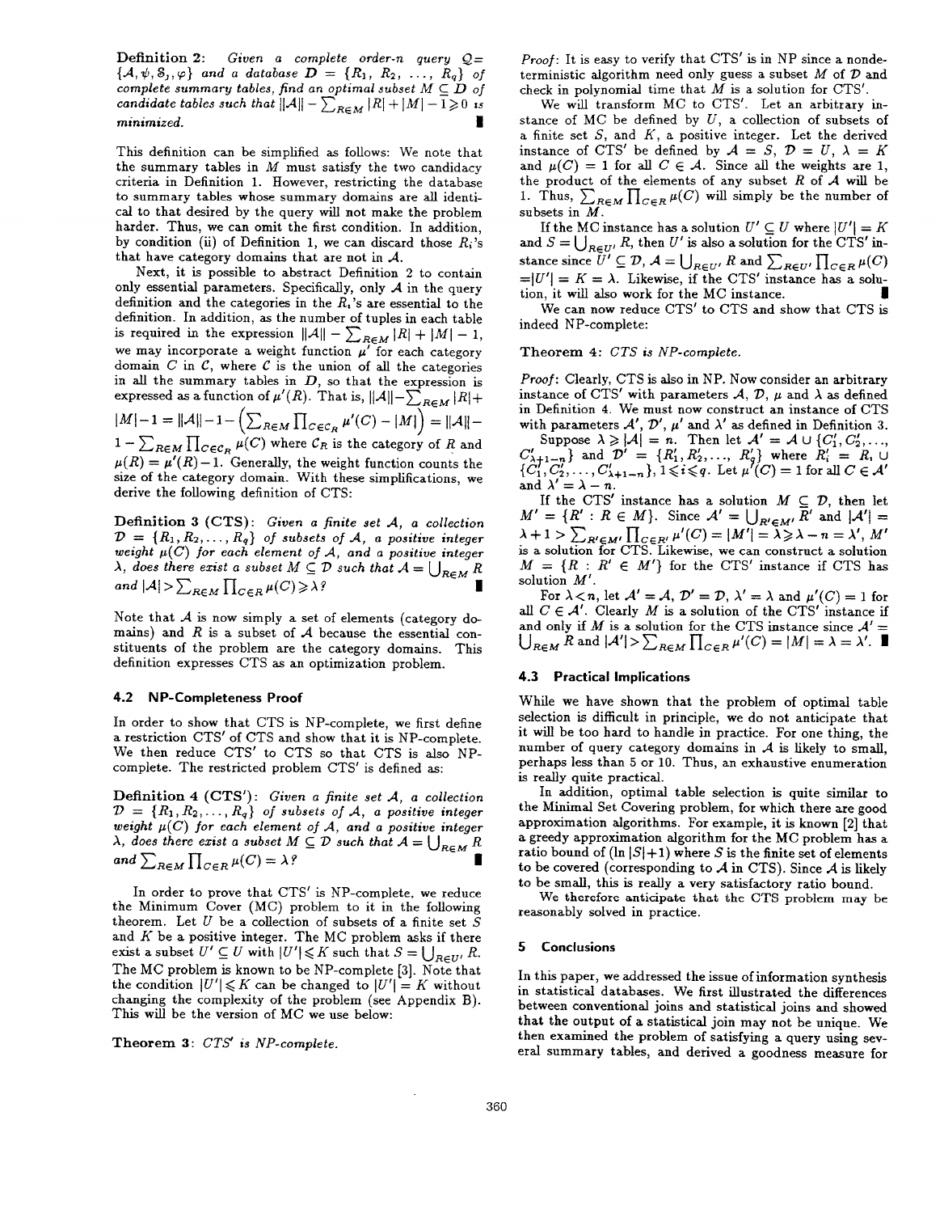**Definition 2:** *Given a complete order-n query $\mathcal{Q}=\{\mathcal{A}, \psi, \mathbb{S}_j, \varphi\}$ and a database $\mathcal{D}=\{R_1, R_2, \ldots, R_q\}$ of complete summary tables, find an optimal subset $M \subseteq \mathcal{D}$ of candidate tables such that $\|\mathcal{A}\| - \sum_{R\in M}|R| + |M| - 1 \geqslant 0$ is minimized.* ∎

This definition can be simplified as follows: We note that the summary tables in $M$ must satisfy the two candidacy criteria in Definition 1. However, restricting the database to summary tables whose summary domains are all identical to that desired by the query will not make the problem harder. Thus, we can omit the first condition. In addition, by condition (ii) of Definition 1, we can discard those $R_i$'s that have category domains that are not in $\mathcal{A}$.

Next, it is possible to abstract Definition 2 to contain only essential parameters. Specifically, only $\mathcal{A}$ in the query definition and the categories in the $R_i$'s are essential to the definition. In addition, as the number of tuples in each table is required in the expression $\|\mathcal{A}\| - \sum_{R\in M}|R| + |M| - 1$, we may incorporate a weight function $\mu'$ for each category domain $C$ in $\mathcal{C}$, where $\mathcal{C}$ is the union of all the categories in all the summary tables in $\mathcal{D}$, so that the expression is expressed as a function of $\mu'(R)$. That is, $\|\mathcal{A}\| - \sum_{R\in M}|R| + |M| - 1 = \|\mathcal{A}\| - 1 - \left(\sum_{R\in M}\prod_{C\in\mathcal{C}_R}\mu'(C) - |M|\right) = \|\mathcal{A}\| - 1 - \sum_{R\in M}\prod_{C\in\mathcal{C}_R}\mu(C)$ where $\mathcal{C}_R$ is the category of $R$ and $\mu(R) = \mu'(R) - 1$. Generally, the weight function counts the size of the category domain. With these simplifications, we derive the following definition of CTS:

**Definition 3 (CTS):** *Given a finite set $\mathcal{A}$, a collection $\mathcal{D}=\{R_1, R_2, \ldots, R_q\}$ of subsets of $\mathcal{A}$, a positive integer weight $\mu(C)$ for each element of $\mathcal{A}$, and a positive integer $\lambda$, does there exist a subset $M \subseteq \mathcal{D}$ such that $\mathcal{A} = \bigcup_{R\in M} R$ and $|\mathcal{A}| > \sum_{R\in M}\prod_{C\in R}\mu(C) \geqslant \lambda$?* ∎

Note that $\mathcal{A}$ is now simply a set of elements (category domains) and $R$ is a subset of $\mathcal{A}$ because the essential constituents of the problem are the category domains. This definition expresses CTS as an optimization problem.

### 4.2 NP-Completeness Proof

In order to show that CTS is NP-complete, we first define a restriction CTS′ of CTS and show that it is NP-complete. We then reduce CTS′ to CTS so that CTS is also NP-complete. The restricted problem CTS′ is defined as:

**Definition 4 (CTS′):** *Given a finite set $\mathcal{A}$, a collection $\mathcal{D}=\{R_1, R_2, \ldots, R_q\}$ of subsets of $\mathcal{A}$, a positive integer weight $\mu(C)$ for each element of $\mathcal{A}$, and a positive integer $\lambda$, does there exist a subset $M \subseteq \mathcal{D}$ such that $\mathcal{A} = \bigcup_{R\in M} R$ and $\sum_{R\in M}\prod_{C\in R}\mu(C) = \lambda$?* ∎

In order to prove that CTS′ is NP-complete, we reduce the Minimum Cover (MC) problem to it in the following theorem. Let $U$ be a collection of subsets of a finite set $S$ and $K$ be a positive integer. The MC problem asks if there exist a subset $U' \subseteq U$ with $|U'| \leqslant K$ such that $S = \bigcup_{R\in U'} R$. The MC problem is known to be NP-complete [3]. Note that the condition $|U'| \leqslant K$ can be changed to $|U'| = K$ without changing the complexity of the problem (see Appendix B). This will be the version of MC we use below:

**Theorem 3:** *CTS′ is NP-complete.*

*Proof:* It is easy to verify that CTS′ is in NP since a nondeterministic algorithm need only guess a subset $M$ of $\mathcal{D}$ and check in polynomial time that $M$ is a solution for CTS′.

We will transform MC to CTS′. Let an arbitrary instance of MC be defined by $U$, a collection of subsets of a finite set $S$, and $K$, a positive integer. Let the derived instance of CTS′ be defined by $\mathcal{A} = S$, $\mathcal{D} = U$, $\lambda = K$ and $\mu(C) = 1$ for all $C \in \mathcal{A}$. Since all the weights are 1, the product of the elements of any subset $R$ of $\mathcal{A}$ will be 1. Thus, $\sum_{R\in M}\prod_{C\in R}\mu(C)$ will simply be the number of subsets in $M$.

If the MC instance has a solution $U' \subseteq U$ where $|U'| = K$ and $S = \bigcup_{R\in U'} R$, then $U'$ is also a solution for the CTS′ instance since $U' \subseteq \mathcal{D}$, $\mathcal{A} = \bigcup_{R\in U'} R$ and $\sum_{R\in U'}\prod_{C\in R}\mu(C) = |U'| = K = \lambda$. Likewise, if the CTS′ instance has a solution, it will also work for the MC instance. ∎

We can now reduce CTS′ to CTS and show that CTS is indeed NP-complete:

**Theorem 4:** *CTS is NP-complete.*

*Proof:* Clearly, CTS is also in NP. Now consider an arbitrary instance of CTS′ with parameters $\mathcal{A}$, $\mathcal{D}$, $\mu$ and $\lambda$ as defined in Definition 4. We must now construct an instance of CTS with parameters $\mathcal{A}'$, $\mathcal{D}'$, $\mu'$ and $\lambda'$ as defined in Definition 3.

Suppose $\lambda \geqslant |\mathcal{A}| = n$. Then let $\mathcal{A}' = \mathcal{A} \cup \{C_1', C_2', \ldots, C_{\lambda+1-n}'\}$ and $\mathcal{D}' = \{R_1', R_2', \ldots, R_q'\}$ where $R_i' = R_i \cup \{C_1', C_2', \ldots, C_{\lambda+1-n}'\}$, $1 \leqslant i \leqslant q$. Let $\mu'(C) = 1$ for all $C \in \mathcal{A}'$ and $\lambda' = \lambda - n$.

If the CTS′ instance has a solution $M \subseteq \mathcal{D}$, then let $M' = \{R' : R \in M\}$. Since $\mathcal{A}' = \bigcup_{R'\in M'} R'$ and $|\mathcal{A}'| = \lambda + 1 > \sum_{R'\in M'}\prod_{C\in R'}\mu'(C) = |M'| = \lambda \geqslant \lambda - n = \lambda'$, $M'$ is a solution for CTS. Likewise, we can construct a solution $M = \{R : R' \in M'\}$ for the CTS′ instance if CTS has solution $M'$.

For $\lambda < n$, let $\mathcal{A}' = \mathcal{A}$, $\mathcal{D}' = \mathcal{D}$, $\lambda' = \lambda$ and $\mu'(C) = 1$ for all $C \in \mathcal{A}'$. Clearly $M$ is a solution of the CTS′ instance if and only if $M$ is a solution for the CTS instance since $\mathcal{A}' = \bigcup_{R\in M} R$ and $|\mathcal{A}'| > \sum_{R\in M}\prod_{C\in R}\mu'(C) = |M| = \lambda = \lambda'$. ∎

### 4.3 Practical Implications

While we have shown that the problem of optimal table selection is difficult in principle, we do not anticipate that it will be too hard to handle in practice. For one thing, the number of query category domains in $\mathcal{A}$ is likely to small, perhaps less than 5 or 10. Thus, an exhaustive enumeration is really quite practical.

In addition, optimal table selection is quite similar to the Minimal Set Covering problem, for which there are good approximation algorithms. For example, it is known [2] that a greedy approximation algorithm for the MC problem has a ratio bound of $(\ln|S|+1)$ where $S$ is the finite set of elements to be covered (corresponding to $\mathcal{A}$ in CTS). Since $\mathcal{A}$ is likely to be small, this is really a very satisfactory ratio bound.

We therefore anticipate that the CTS problem may be reasonably solved in practice.

## 5 Conclusions

In this paper, we addressed the issue of information synthesis in statistical databases. We first illustrated the differences between conventional joins and statistical joins and showed that the output of a statistical join may not be unique. We then examined the problem of satisfying a query using several summary tables, and derived a goodness measure for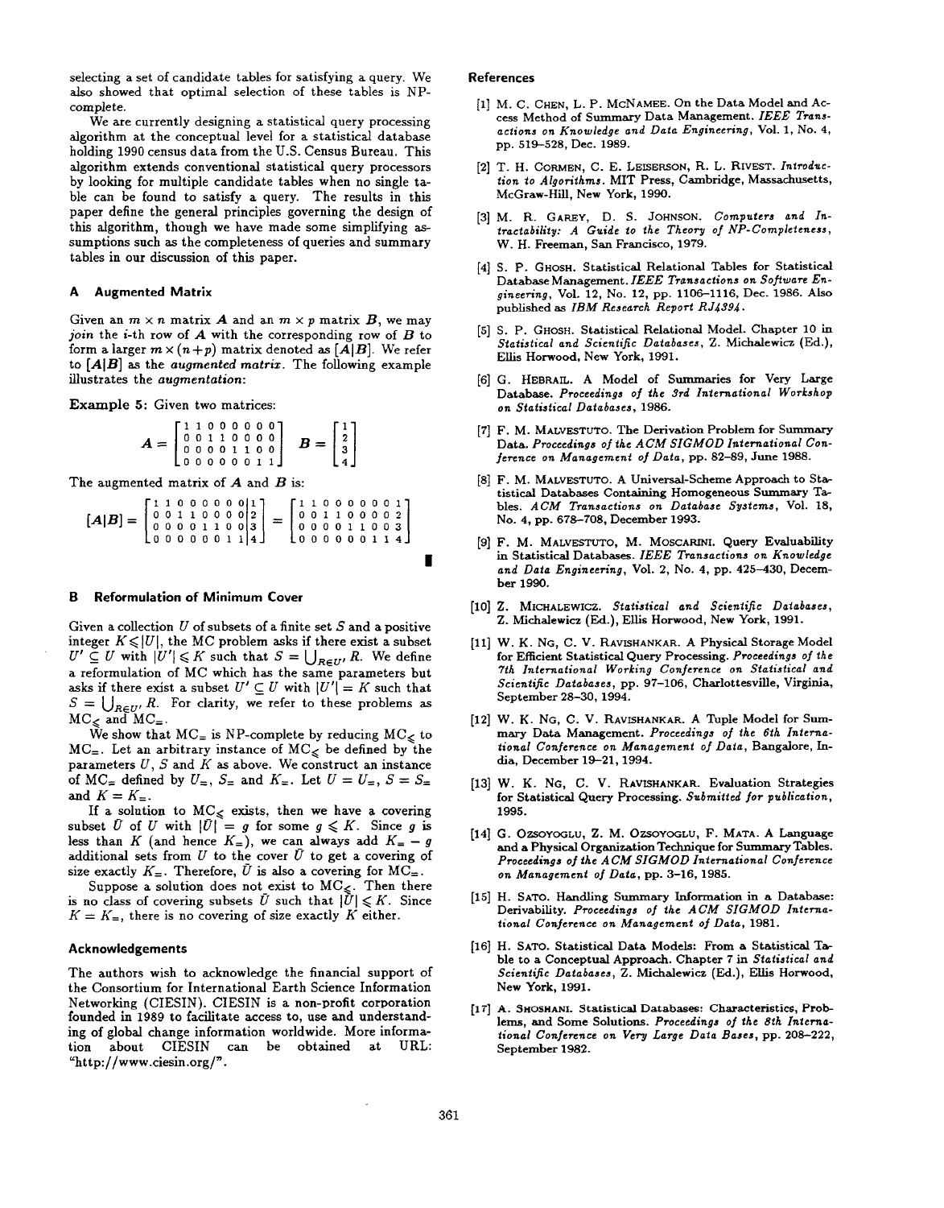selecting a set of candidate tables for satisfying a query. We also showed that optimal selection of these tables is NP-complete.

We are currently designing a statistical query processing algorithm at the conceptual level for a statistical database holding 1990 census data from the U.S. Census Bureau. This algorithm extends conventional statistical query processors by looking for multiple candidate tables when no single table can be found to satisfy a query. The results in this paper define the general principles governing the design of this algorithm, though we have made some simplifying assumptions such as the completeness of queries and summary tables in our discussion of this paper.

## A Augmented Matrix

Given an $m \times n$ matrix $\boldsymbol{A}$ and an $m \times p$ matrix $\boldsymbol{B}$, we may *join* the $i$-th row of $\boldsymbol{A}$ with the corresponding row of $\boldsymbol{B}$ to form a larger $m \times (n+p)$ matrix denoted as $[\boldsymbol{A}|\boldsymbol{B}]$. We refer to $[\boldsymbol{A}|\boldsymbol{B}]$ as the *augmented matrix*. The following example illustrates the *augmentation*:

**Example 5:** Given two matrices:

$$\boldsymbol{A} = \begin{bmatrix} 1 & 1 & 0 & 0 & 0 & 0 & 0 & 0 \\ 0 & 0 & 1 & 1 & 0 & 0 & 0 & 0 \\ 0 & 0 & 0 & 0 & 1 & 1 & 0 & 0 \\ 0 & 0 & 0 & 0 & 0 & 0 & 1 & 1 \end{bmatrix} \quad \boldsymbol{B} = \begin{bmatrix} 1 \\ 2 \\ 3 \\ 4 \end{bmatrix}$$

The augmented matrix of $\boldsymbol{A}$ and $\boldsymbol{B}$ is:

$$[\boldsymbol{A}|\boldsymbol{B}] = \left[\begin{array}{cccccccc|c} 1 & 1 & 0 & 0 & 0 & 0 & 0 & 0 & 1 \\ 0 & 0 & 1 & 1 & 0 & 0 & 0 & 0 & 2 \\ 0 & 0 & 0 & 0 & 1 & 1 & 0 & 0 & 3 \\ 0 & 0 & 0 & 0 & 0 & 0 & 1 & 1 & 4 \end{array}\right] = \begin{bmatrix} 1 & 1 & 0 & 0 & 0 & 0 & 0 & 0 & 1 \\ 0 & 0 & 1 & 1 & 0 & 0 & 0 & 0 & 2 \\ 0 & 0 & 0 & 0 & 1 & 1 & 0 & 0 & 3 \\ 0 & 0 & 0 & 0 & 0 & 0 & 1 & 1 & 4 \end{bmatrix}$$

∎

## B Reformulation of Minimum Cover

Given a collection $U$ of subsets of a finite set $S$ and a positive integer $K \leqslant |U|$, the MC problem asks if there exist a subset $U' \subseteq U$ with $|U'| \leqslant K$ such that $S = \bigcup_{R \in U'} R$. We define a reformulation of MC which has the same parameters but asks if there exist a subset $U' \subseteq U$ with $|U'| = K$ such that $S = \bigcup_{R \in U'} R$. For clarity, we refer to these problems as $\text{MC}_{\leqslant}$ and $\text{MC}_{=}$.

We show that $\text{MC}_{=}$ is NP-complete by reducing $\text{MC}_{\leqslant}$ to $\text{MC}_{=}$. Let an arbitrary instance of $\text{MC}_{\leqslant}$ be defined by the parameters $U$, $S$ and $K$ as above. We construct an instance of $\text{MC}_{=}$ defined by $U_{=}$, $S_{=}$ and $K_{=}$. Let $U = U_{=}$, $S = S_{=}$ and $K = K_{=}$.

If a solution to $\text{MC}_{\leqslant}$ exists, then we have a covering subset $\bar{U}$ of $U$ with $|\bar{U}| = g$ for some $g \leqslant K$. Since $g$ is less than $K$ (and hence $K_{=}$), we can always add $K_{=} - g$ additional sets from $U$ to the cover $\bar{U}$ to get a covering of size exactly $K_{=}$. Therefore, $\bar{U}$ is also a covering for $\text{MC}_{=}$.

Suppose a solution does not exist to $\text{MC}_{\leqslant}$. Then there is no class of covering subsets $\bar{U}$ such that $|\bar{U}| \leqslant K$. Since $K = K_{=}$, there is no covering of size exactly $K$ either.

## Acknowledgements

The authors wish to acknowledge the financial support of the Consortium for International Earth Science Information Networking (CIESIN). CIESIN is a non-profit corporation founded in 1989 to facilitate access to, use and understanding of global change information worldwide. More information about CIESIN can be obtained at URL: "http://www.ciesin.org/".

## References

[1] M. C. Chen, L. P. McNamee. On the Data Model and Access Method of Summary Data Management. *IEEE Transactions on Knowledge and Data Engineering*, Vol. 1, No. 4, pp. 519–528, Dec. 1989.

[2] T. H. Cormen, C. E. Leiserson, R. L. Rivest. *Introduction to Algorithms*. MIT Press, Cambridge, Massachusetts, McGraw-Hill, New York, 1990.

[3] M. R. Garey, D. S. Johnson. *Computers and Intractability: A Guide to the Theory of NP-Completeness*, W. H. Freeman, San Francisco, 1979.

[4] S. P. Ghosh. Statistical Relational Tables for Statistical Database Management. *IEEE Transactions on Software Engineering*, Vol. 12, No. 12, pp. 1106–1116, Dec. 1986. Also published as *IBM Research Report RJ4394*.

[5] S. P. Ghosh. Statistical Relational Model. Chapter 10 in *Statistical and Scientific Databases*, Z. Michalewicz (Ed.), Ellis Horwood, New York, 1991.

[6] G. Hebrail. A Model of Summaries for Very Large Database. *Proceedings of the 3rd International Workshop on Statistical Databases*, 1986.

[7] F. M. Malvestuto. The Derivation Problem for Summary Data. *Proceedings of the ACM SIGMOD International Conference on Management of Data*, pp. 82–89, June 1988.

[8] F. M. Malvestuto. A Universal-Scheme Approach to Statistical Databases Containing Homogeneous Summary Tables. *ACM Transactions on Database Systems*, Vol. 18, No. 4, pp. 678–708, December 1993.

[9] F. M. Malvestuto, M. Moscarini. Query Evaluability in Statistical Databases. *IEEE Transactions on Knowledge and Data Engineering*, Vol. 2, No. 4, pp. 425–430, December 1990.

[10] Z. Michalewicz. *Statistical and Scientific Databases*, Z. Michalewicz (Ed.), Ellis Horwood, New York, 1991.

[11] W. K. Ng, C. V. Ravishankar. A Physical Storage Model for Efficient Statistical Query Processing. *Proceedings of the 7th International Working Conference on Statistical and Scientific Databases*, pp. 97–106, Charlottesville, Virginia, September 28–30, 1994.

[12] W. K. Ng, C. V. Ravishankar. A Tuple Model for Summary Data Management. *Proceedings of the 6th International Conference on Management of Data*, Bangalore, India, December 19–21, 1994.

[13] W. K. Ng, C. V. Ravishankar. Evaluation Strategies for Statistical Query Processing. *Submitted for publication*, 1995.

[14] G. Ozsoyoglu, Z. M. Ozsoyoglu, F. Mata. A Language and a Physical Organization Technique for Summary Tables. *Proceedings of the ACM SIGMOD International Conference on Management of Data*, pp. 3–16, 1985.

[15] H. Sato. Handling Summary Information in a Database: Derivability. *Proceedings of the ACM SIGMOD International Conference on Management of Data*, 1981.

[16] H. Sato. Statistical Data Models: From a Statistical Table to a Conceptual Approach. Chapter 7 in *Statistical and Scientific Databases*, Z. Michalewicz (Ed.), Ellis Horwood, New York, 1991.

[17] A. Shoshani. Statistical Databases: Characteristics, Problems, and Some Solutions. *Proceedings of the 8th International Conference on Very Large Data Bases*, pp. 208–222, September 1982.